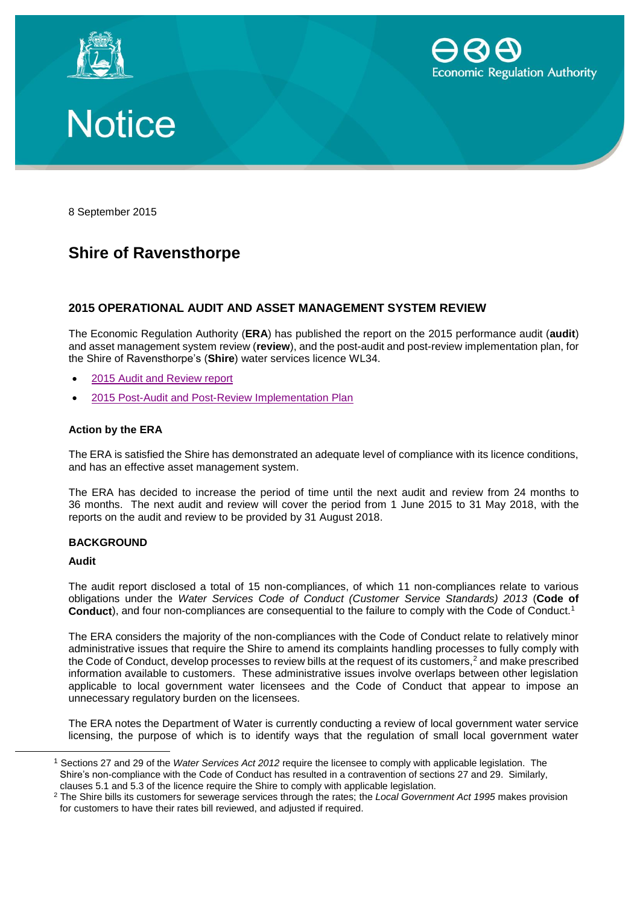Economic Regulation Authority

# Notice

8 September 2015

## Shire of Ravensthorpe

### 2015 OPERATIONAL AUDIT AND ASSET MANAGEMENT SYSTEM REVIEW

The Economic Regulation Authority (**ERA**) has published the report on the 2015 performance audit (**audit**) and asset management system review (**review**), and the post-audit and post-review implementation plan, for the Shire of Ravensthorpe's (**Shire**) water services licence WL34.

- 2015 Audit and Review report
- 2015 Post-Audit and Post-Review Implementation Plan

#### Action by the ERA

The ERA is satisfied the Shire has demonstrated an adequate level of compliance with its licence conditions, and has an effective asset management system.

The ERA has decided to increase the period of time until the next audit and review from 24 months to 36 months. The next audit and review will cover the period from 1 June 2015 to 31 May 2018, with the reports on the audit and review to be provided by 31 August 2018.

#### BACKGROUND

**Audit**

The audit report disclosed a total of 15 non-compliances, of which 11 non-compliances relate to various obligations under the *Water Services Code of Conduct (Customer Service Standards) 2013* (**Code of Conduct**), and four non-compliances are consequential to the failure to comply with the Code of Conduct.[1]

The ERA considers the majority of the non-compliances with the Code of Conduct relate to relatively minor administrative issues that require the Shire to amend its complaints handling processes to fully comply with the Code of Conduct, develop processes to review bills at the request of its customers,[2] and make prescribed information available to customers. These administrative issues involve overlaps between other legislation applicable to local government water licensees and the Code of Conduct that appear to impose an unnecessary regulatory burden on the licensees.

The ERA notes the Department of Water is currently conducting a review of local government water service licensing, the purpose of which is to identify ways that the regulation of small local government water

---

[1] Sections 27 and 29 of the *Water Services Act 2012* require the licensee to comply with applicable legislation. The Shire's non-compliance with the Code of Conduct has resulted in a contravention of sections 27 and 29. Similarly, clauses 5.1 and 5.3 of the licence require the Shire to comply with applicable legislation.

[2] The Shire bills its customers for sewerage services through the rates; the *Local Government Act 1995* makes provision for customers to have their rates bill reviewed, and adjusted if required.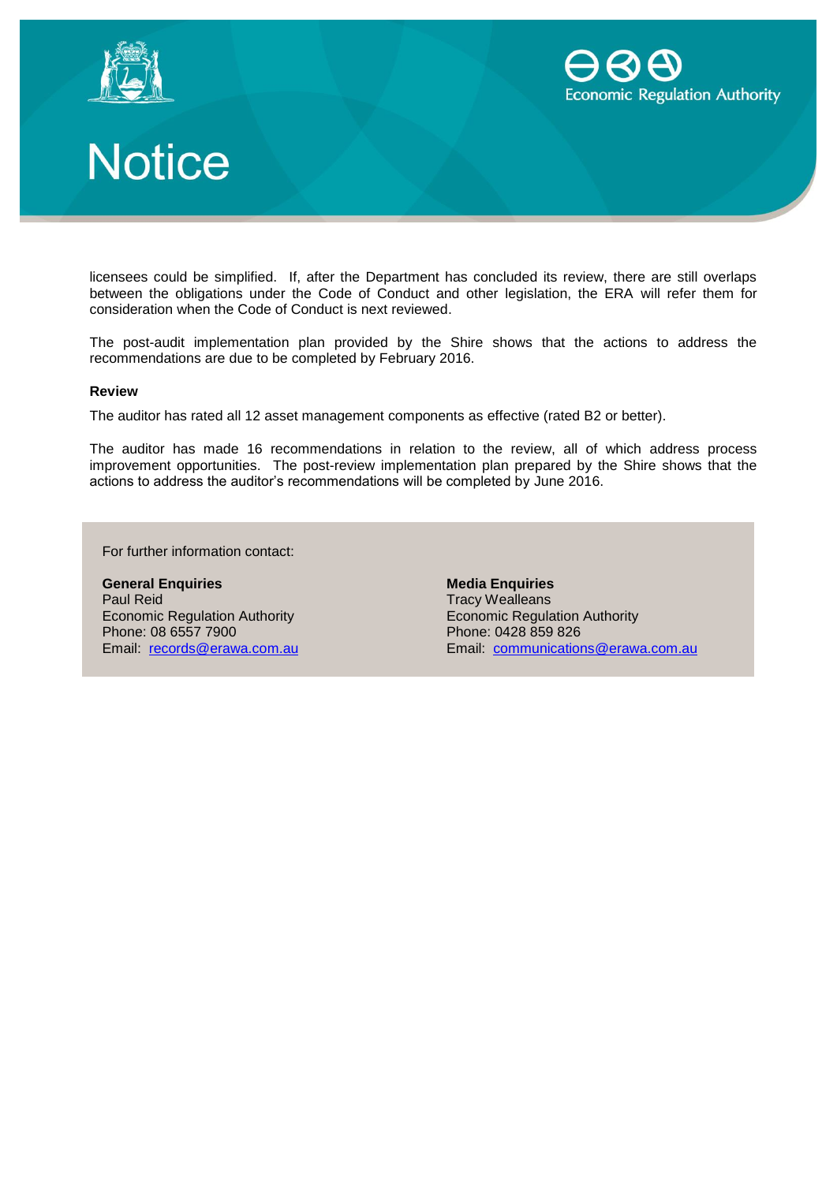# Notice

licensees could be simplified. If, after the Department has concluded its review, there are still overlaps between the obligations under the Code of Conduct and other legislation, the ERA will refer them for consideration when the Code of Conduct is next reviewed.

The post-audit implementation plan provided by the Shire shows that the actions to address the recommendations are due to be completed by February 2016.

**Review**

The auditor has rated all 12 asset management components as effective (rated B2 or better).

The auditor has made 16 recommendations in relation to the review, all of which address process improvement opportunities. The post-review implementation plan prepared by the Shire shows that the actions to address the auditor's recommendations will be completed by June 2016.

For further information contact:

**General Enquiries**
Paul Reid
Economic Regulation Authority
Phone: 08 6557 7900
Email: records@erawa.com.au

**Media Enquiries**
Tracy Wealleans
Economic Regulation Authority
Phone: 0428 859 826
Email: communications@erawa.com.au